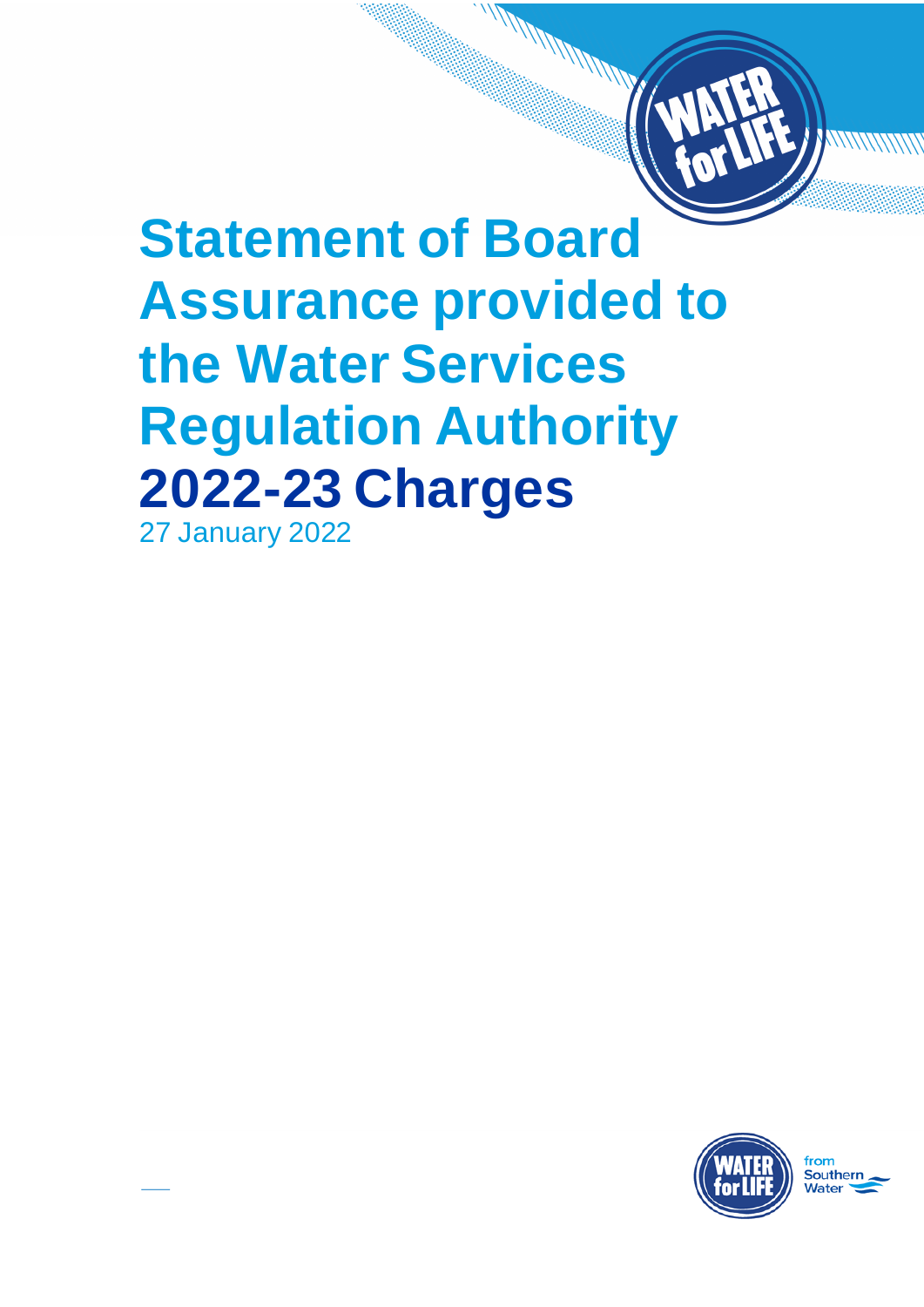# Statement of Board Assurance provided to the Water Services Regulation Authority 2022-23 Charges

27 January 2022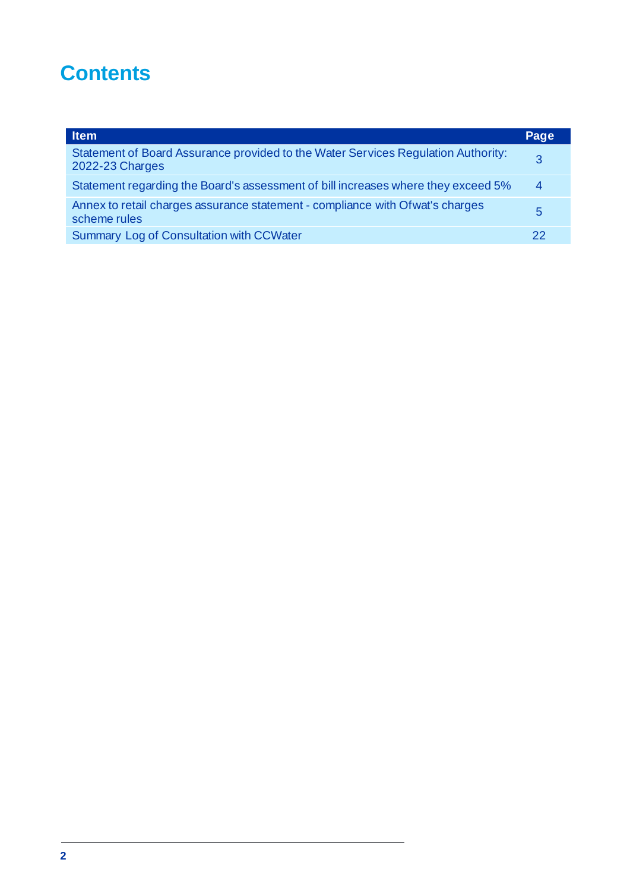# Contents

| Item | Page |
| --- | --- |
| Statement of Board Assurance provided to the Water Services Regulation Authority: 2022-23 Charges | 3 |
| Statement regarding the Board's assessment of bill increases where they exceed 5% | 4 |
| Annex to retail charges assurance statement - compliance with Ofwat's charges scheme rules | 5 |
| Summary Log of Consultation with CCWater | 22 |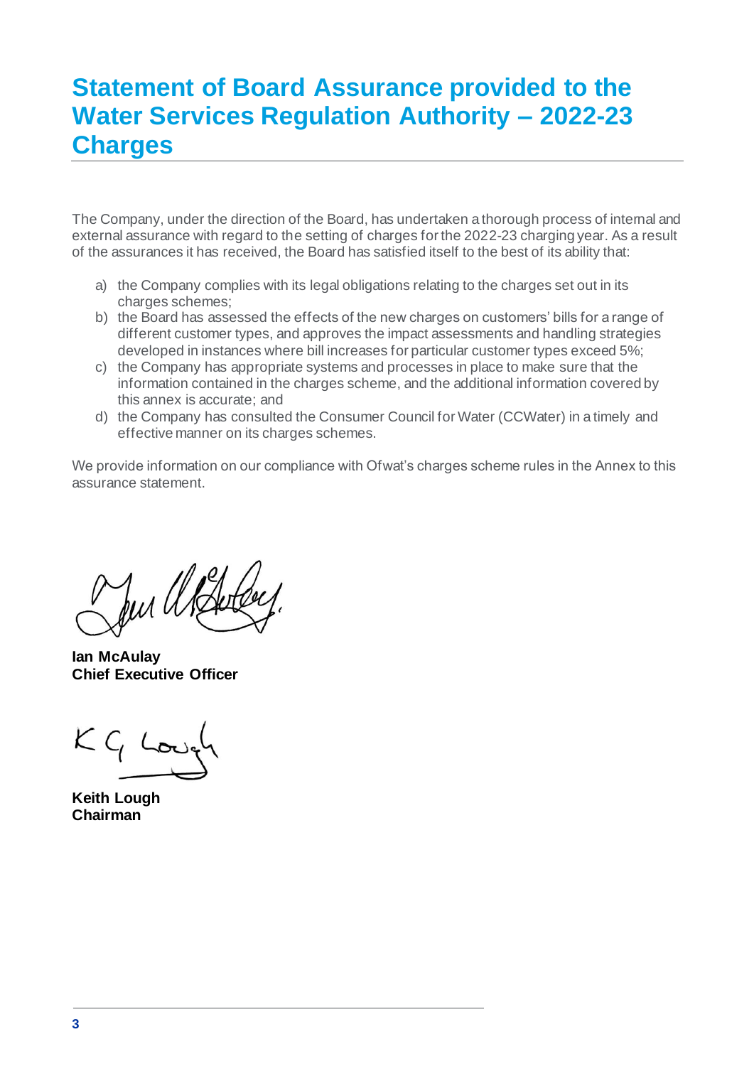# Statement of Board Assurance provided to the Water Services Regulation Authority – 2022-23 Charges

The Company, under the direction of the Board, has undertaken a thorough process of internal and external assurance with regard to the setting of charges for the 2022-23 charging year. As a result of the assurances it has received, the Board has satisfied itself to the best of its ability that:

a) the Company complies with its legal obligations relating to the charges set out in its charges schemes;
b) the Board has assessed the effects of the new charges on customers' bills for a range of different customer types, and approves the impact assessments and handling strategies developed in instances where bill increases for particular customer types exceed 5%;
c) the Company has appropriate systems and processes in place to make sure that the information contained in the charges scheme, and the additional information covered by this annex is accurate; and
d) the Company has consulted the Consumer Council for Water (CCWater) in a timely and effective manner on its charges schemes.

We provide information on our compliance with Ofwat's charges scheme rules in the Annex to this assurance statement.

**Ian McAulay**
**Chief Executive Officer**

**Keith Lough**
**Chairman**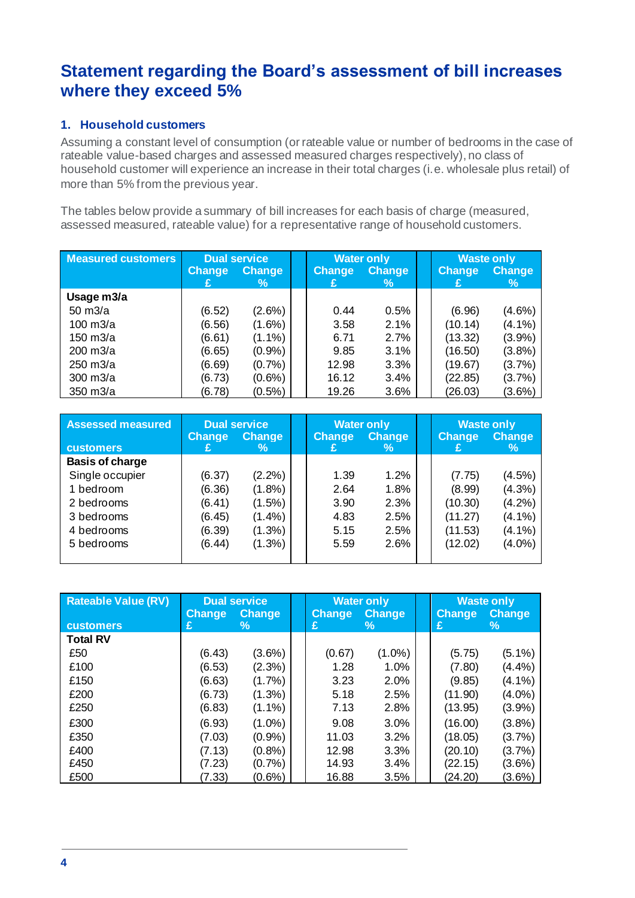# Statement regarding the Board's assessment of bill increases where they exceed 5%

## 1. Household customers

Assuming a constant level of consumption (or rateable value or number of bedrooms in the case of rateable value-based charges and assessed measured charges respectively), no class of household customer will experience an increase in their total charges (i.e. wholesale plus retail) of more than 5% from the previous year.

The tables below provide a summary of bill increases for each basis of charge (measured, assessed measured, rateable value) for a representative range of household customers.

| Measured customers | Dual service | | Water only | | Waste only | |
|---|---|---|---|---|---|---|
| | Change £ | Change % | Change £ | Change % | Change £ | Change % |
| **Usage m3/a** | | | | | | |
| 50 m3/a | (6.52) | (2.6%) | 0.44 | 0.5% | (6.96) | (4.6%) |
| 100 m3/a | (6.56) | (1.6%) | 3.58 | 2.1% | (10.14) | (4.1%) |
| 150 m3/a | (6.61) | (1.1%) | 6.71 | 2.7% | (13.32) | (3.9%) |
| 200 m3/a | (6.65) | (0.9%) | 9.85 | 3.1% | (16.50) | (3.8%) |
| 250 m3/a | (6.69) | (0.7%) | 12.98 | 3.3% | (19.67) | (3.7%) |
| 300 m3/a | (6.73) | (0.6%) | 16.12 | 3.4% | (22.85) | (3.7%) |
| 350 m3/a | (6.78) | (0.5%) | 19.26 | 3.6% | (26.03) | (3.6%) |

| Assessed measured customers | Dual service | | Water only | | Waste only | |
|---|---|---|---|---|---|---|
| | Change £ | Change % | Change £ | Change % | Change £ | Change % |
| **Basis of charge** | | | | | | |
| Single occupier | (6.37) | (2.2%) | 1.39 | 1.2% | (7.75) | (4.5%) |
| 1 bedroom | (6.36) | (1.8%) | 2.64 | 1.8% | (8.99) | (4.3%) |
| 2 bedrooms | (6.41) | (1.5%) | 3.90 | 2.3% | (10.30) | (4.2%) |
| 3 bedrooms | (6.45) | (1.4%) | 4.83 | 2.5% | (11.27) | (4.1%) |
| 4 bedrooms | (6.39) | (1.3%) | 5.15 | 2.5% | (11.53) | (4.1%) |
| 5 bedrooms | (6.44) | (1.3%) | 5.59 | 2.6% | (12.02) | (4.0%) |

| Rateable Value (RV) customers | Dual service | | Water only | | Waste only | |
|---|---|---|---|---|---|---|
| | Change £ | Change % | Change £ | Change % | Change £ | Change % |
| **Total RV** | | | | | | |
| £50 | (6.43) | (3.6%) | (0.67) | (1.0%) | (5.75) | (5.1%) |
| £100 | (6.53) | (2.3%) | 1.28 | 1.0% | (7.80) | (4.4%) |
| £150 | (6.63) | (1.7%) | 3.23 | 2.0% | (9.85) | (4.1%) |
| £200 | (6.73) | (1.3%) | 5.18 | 2.5% | (11.90) | (4.0%) |
| £250 | (6.83) | (1.1%) | 7.13 | 2.8% | (13.95) | (3.9%) |
| £300 | (6.93) | (1.0%) | 9.08 | 3.0% | (16.00) | (3.8%) |
| £350 | (7.03) | (0.9%) | 11.03 | 3.2% | (18.05) | (3.7%) |
| £400 | (7.13) | (0.8%) | 12.98 | 3.3% | (20.10) | (3.7%) |
| £450 | (7.23) | (0.7%) | 14.93 | 3.4% | (22.15) | (3.6%) |
| £500 | (7.33) | (0.6%) | 16.88 | 3.5% | (24.20) | (3.6%) |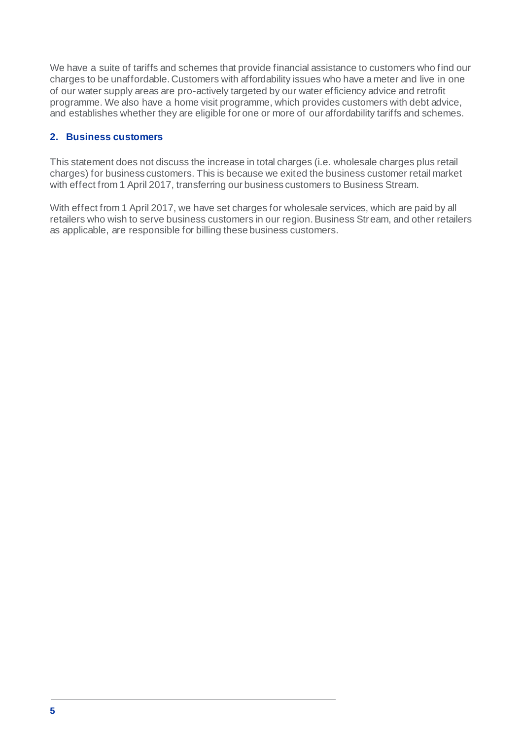We have a suite of tariffs and schemes that provide financial assistance to customers who find our charges to be unaffordable. Customers with affordability issues who have a meter and live in one of our water supply areas are pro-actively targeted by our water efficiency advice and retrofit programme. We also have a home visit programme, which provides customers with debt advice, and establishes whether they are eligible for one or more of our affordability tariffs and schemes.

## 2. Business customers

This statement does not discuss the increase in total charges (i.e. wholesale charges plus retail charges) for business customers. This is because we exited the business customer retail market with effect from 1 April 2017, transferring our business customers to Business Stream.

With effect from 1 April 2017, we have set charges for wholesale services, which are paid by all retailers who wish to serve business customers in our region. Business Stream, and other retailers as applicable, are responsible for billing these business customers.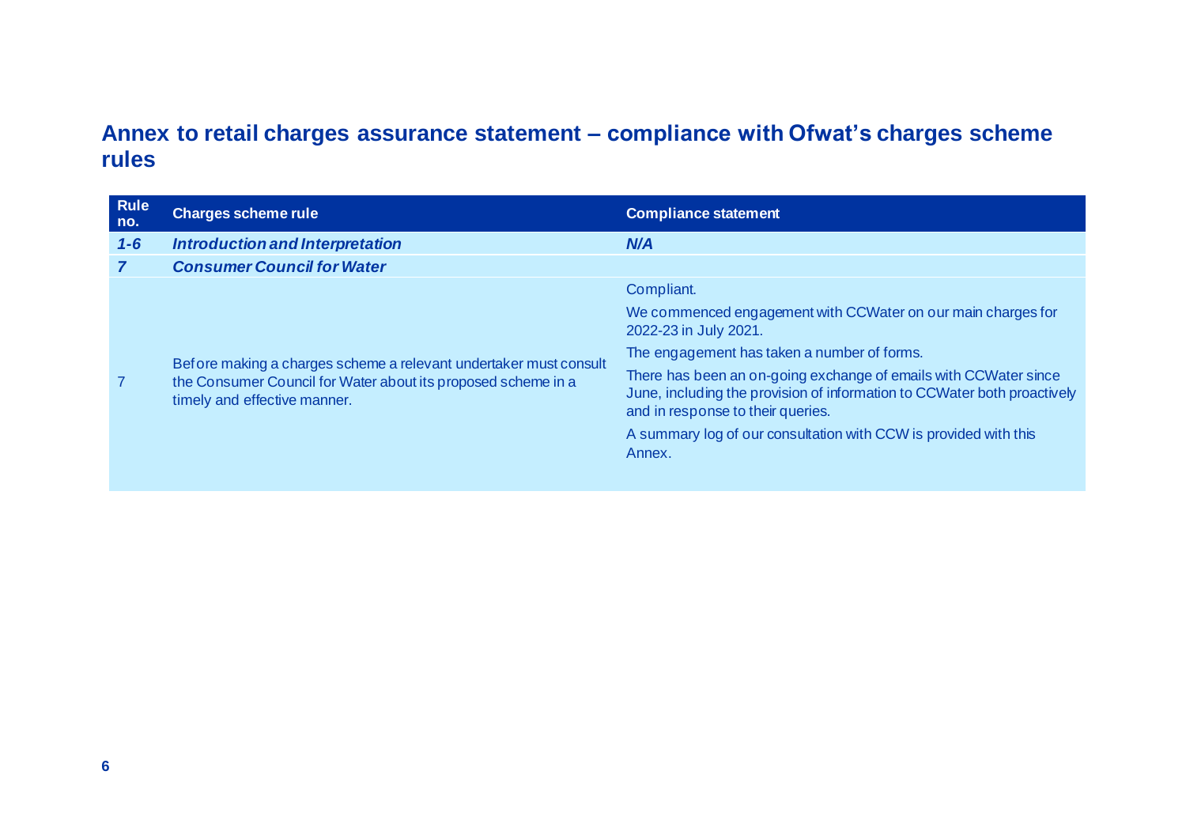## Annex to retail charges assurance statement – compliance with Ofwat's charges scheme rules

| Rule no. | Charges scheme rule | Compliance statement |
|---|---|---|
| ***1-6*** | ***Introduction and Interpretation*** | ***N/A*** |
| ***7*** | ***Consumer Council for Water*** | |
| 7 | Before making a charges scheme a relevant undertaker must consult the Consumer Council for Water about its proposed scheme in a timely and effective manner. | Compliant.<br><br>We commenced engagement with CCWater on our main charges for 2022-23 in July 2021.<br><br>The engagement has taken a number of forms.<br><br>There has been an on-going exchange of emails with CCWater since June, including the provision of information to CCWater both proactively and in response to their queries.<br><br>A summary log of our consultation with CCW is provided with this Annex. |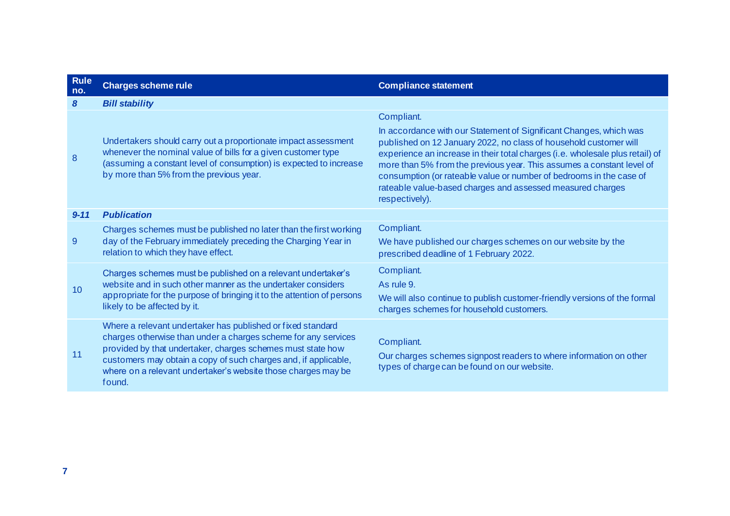| Rule no. | Charges scheme rule | Compliance statement |
|---|---|---|
| ***8*** | ***Bill stability*** | |
| 8 | Undertakers should carry out a proportionate impact assessment whenever the nominal value of bills for a given customer type (assuming a constant level of consumption) is expected to increase by more than 5% from the previous year. | Compliant.<br><br>In accordance with our Statement of Significant Changes, which was published on 12 January 2022, no class of household customer will experience an increase in their total charges (i.e. wholesale plus retail) of more than 5% from the previous year. This assumes a constant level of consumption (or rateable value or number of bedrooms in the case of rateable value-based charges and assessed measured charges respectively). |
| ***9-11*** | ***Publication*** | |
| 9 | Charges schemes must be published no later than the first working day of the February immediately preceding the Charging Year in relation to which they have effect. | Compliant.<br><br>We have published our charges schemes on our website by the prescribed deadline of 1 February 2022. |
| 10 | Charges schemes must be published on a relevant undertaker's website and in such other manner as the undertaker considers appropriate for the purpose of bringing it to the attention of persons likely to be affected by it. | Compliant.<br><br>As rule 9.<br><br>We will also continue to publish customer-friendly versions of the formal charges schemes for household customers. |
| 11 | Where a relevant undertaker has published or fixed standard charges otherwise than under a charges scheme for any services provided by that undertaker, charges schemes must state how customers may obtain a copy of such charges and, if applicable, where on a relevant undertaker's website those charges may be found. | Compliant.<br><br>Our charges schemes signpost readers to where information on other types of charge can be found on our website. |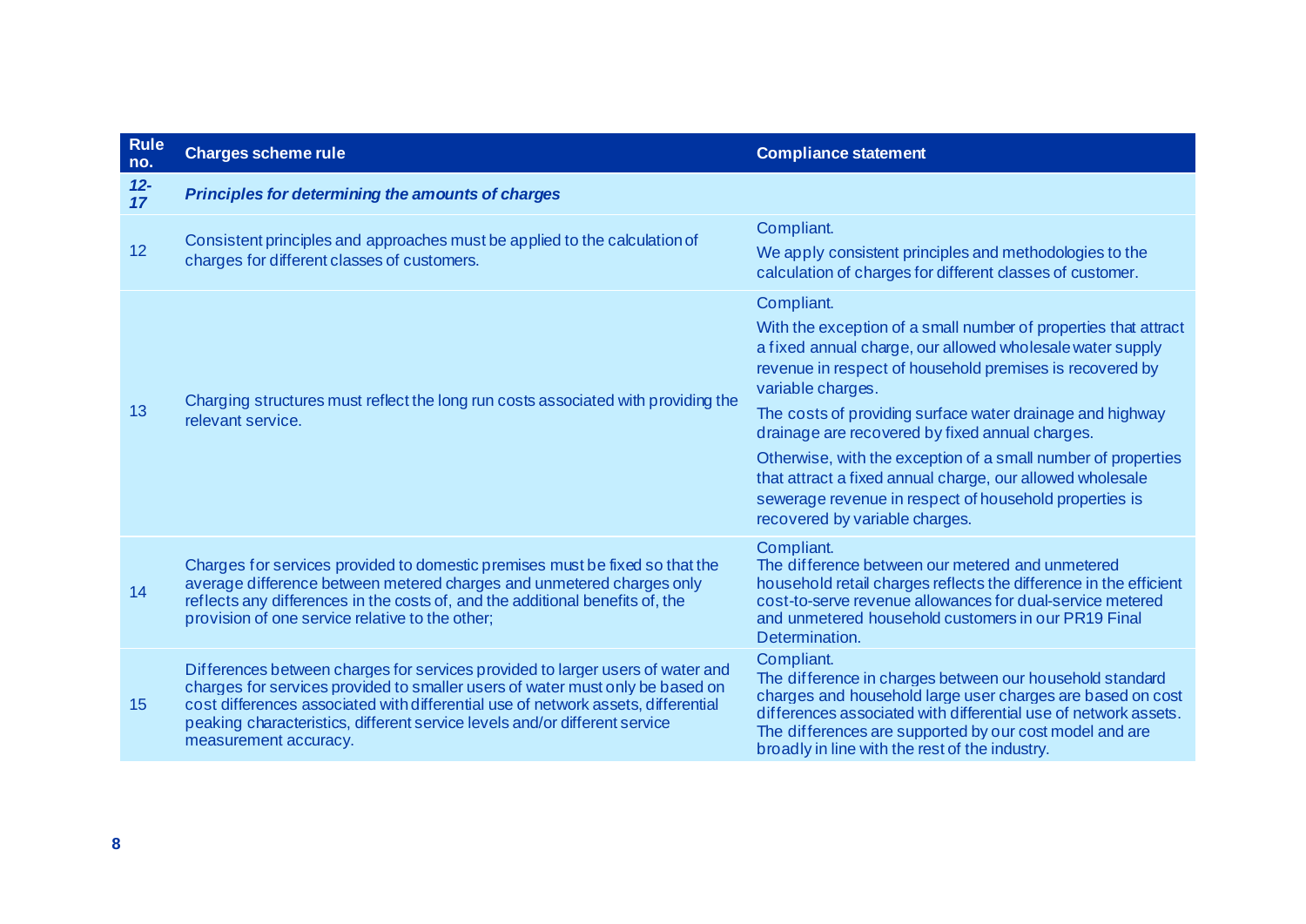| Rule no. | Charges scheme rule | Compliance statement |
| --- | --- | --- |
| ***12-17*** | ***Principles for determining the amounts of charges*** | |
| 12 | Consistent principles and approaches must be applied to the calculation of charges for different classes of customers. | Compliant.<br><br>We apply consistent principles and methodologies to the calculation of charges for different classes of customer. |
| 13 | Charging structures must reflect the long run costs associated with providing the relevant service. | Compliant.<br><br>With the exception of a small number of properties that attract a fixed annual charge, our allowed wholesale water supply revenue in respect of household premises is recovered by variable charges.<br><br>The costs of providing surface water drainage and highway drainage are recovered by fixed annual charges.<br><br>Otherwise, with the exception of a small number of properties that attract a fixed annual charge, our allowed wholesale sewerage revenue in respect of household properties is recovered by variable charges. |
| 14 | Charges for services provided to domestic premises must be fixed so that the average difference between metered charges and unmetered charges only reflects any differences in the costs of, and the additional benefits of, the provision of one service relative to the other; | Compliant.<br>The difference between our metered and unmetered household retail charges reflects the difference in the efficient cost-to-serve revenue allowances for dual-service metered and unmetered household customers in our PR19 Final Determination. |
| 15 | Differences between charges for services provided to larger users of water and charges for services provided to smaller users of water must only be based on cost differences associated with differential use of network assets, differential peaking characteristics, different service levels and/or different service measurement accuracy. | Compliant.<br>The difference in charges between our household standard charges and household large user charges are based on cost differences associated with differential use of network assets. The differences are supported by our cost model and are broadly in line with the rest of the industry. |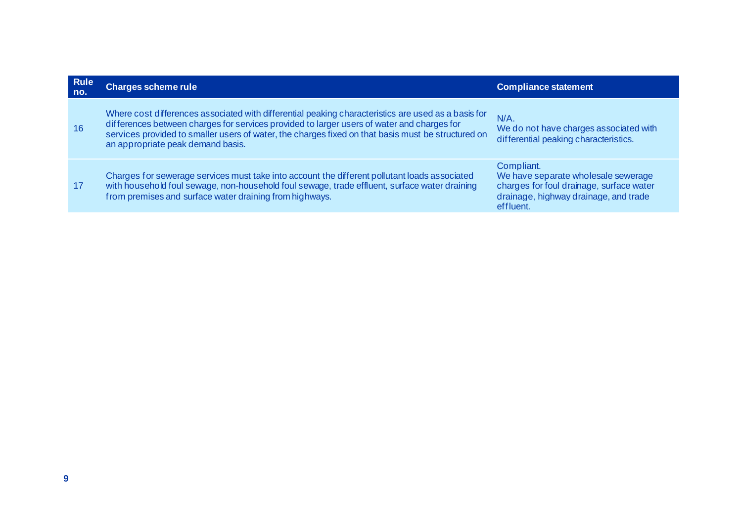| Rule no. | Charges scheme rule | Compliance statement |
|---|---|---|
| 16 | Where cost differences associated with differential peaking characteristics are used as a basis for differences between charges for services provided to larger users of water and charges for services provided to smaller users of water, the charges fixed on that basis must be structured on an appropriate peak demand basis. | N/A.<br>We do not have charges associated with differential peaking characteristics. |
| 17 | Charges for sewerage services must take into account the different pollutant loads associated with household foul sewage, non-household foul sewage, trade effluent, surface water draining from premises and surface water draining from highways. | Compliant.<br>We have separate wholesale sewerage charges for foul drainage, surface water drainage, highway drainage, and trade effluent. |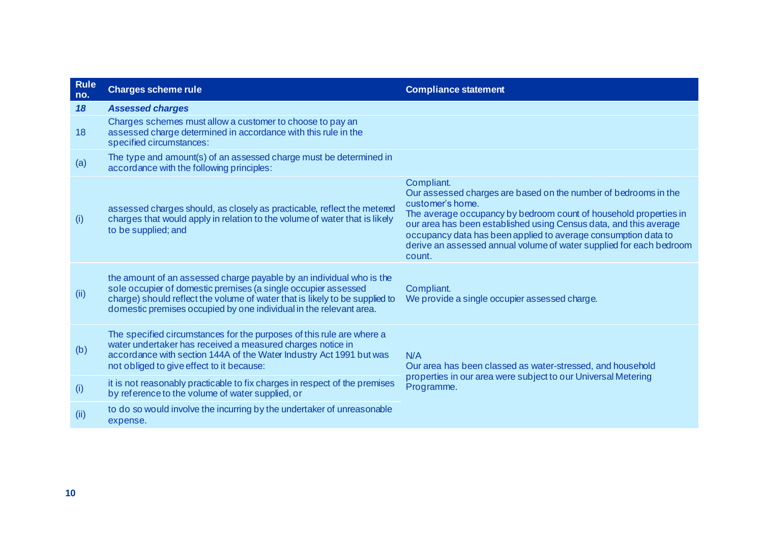| Rule no. | Charges scheme rule | Compliance statement |
|---|---|---|
| ***18*** | ***Assessed charges*** | |
| 18 | Charges schemes must allow a customer to choose to pay an assessed charge determined in accordance with this rule in the specified circumstances: | |
| (a) | The type and amount(s) of an assessed charge must be determined in accordance with the following principles: | |
| (i) | assessed charges should, as closely as practicable, reflect the metered charges that would apply in relation to the volume of water that is likely to be supplied; and | Compliant.<br>Our assessed charges are based on the number of bedrooms in the customer's home.<br>The average occupancy by bedroom count of household properties in our area has been established using Census data, and this average occupancy data has been applied to average consumption data to derive an assessed annual volume of water supplied for each bedroom count. |
| (ii) | the amount of an assessed charge payable by an individual who is the sole occupier of domestic premises (a single occupier assessed charge) should reflect the volume of water that is likely to be supplied to domestic premises occupied by one individual in the relevant area. | Compliant.<br>We provide a single occupier assessed charge. |
| (b) | The specified circumstances for the purposes of this rule are where a water undertaker has received a measured charges notice in accordance with section 144A of the Water Industry Act 1991 but was not obliged to give effect to it because: | N/A<br>Our area has been classed as water-stressed, and household properties in our area were subject to our Universal Metering Programme. |
| (i) | it is not reasonably practicable to fix charges in respect of the premises by reference to the volume of water supplied, or | |
| (ii) | to do so would involve the incurring by the undertaker of unreasonable expense. | |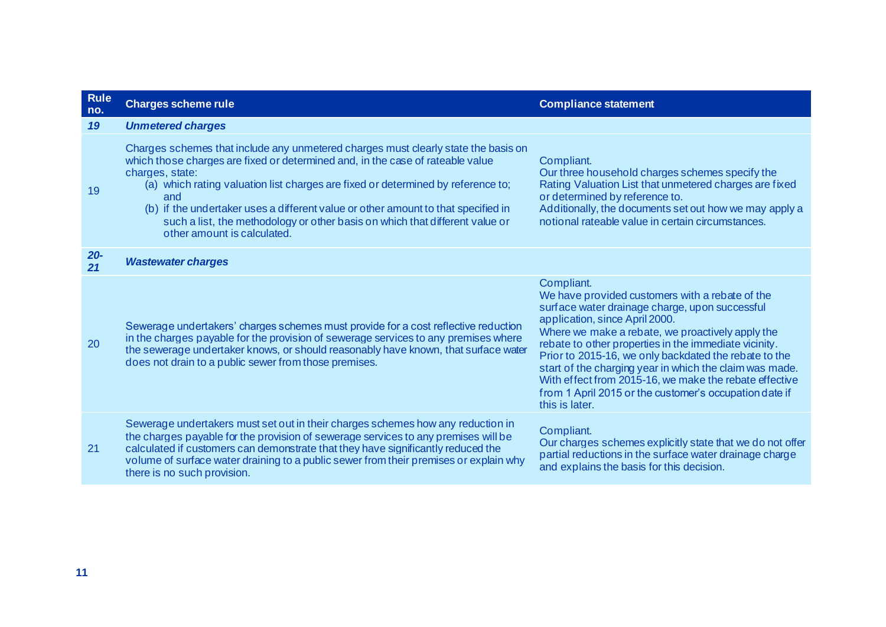| Rule no. | Charges scheme rule | Compliance statement |
|---|---|---|
| ***19*** | ***Unmetered charges*** | |
| 19 | Charges schemes that include any unmetered charges must clearly state the basis on which those charges are fixed or determined and, in the case of rateable value charges, state:<br>(a) which rating valuation list charges are fixed or determined by reference to; and<br>(b) if the undertaker uses a different value or other amount to that specified in such a list, the methodology or other basis on which that different value or other amount is calculated. | Compliant.<br>Our three household charges schemes specify the Rating Valuation List that unmetered charges are fixed or determined by reference to.<br>Additionally, the documents set out how we may apply a notional rateable value in certain circumstances. |
| ***20-21*** | ***Wastewater charges*** | |
| 20 | Sewerage undertakers' charges schemes must provide for a cost reflective reduction in the charges payable for the provision of sewerage services to any premises where the sewerage undertaker knows, or should reasonably have known, that surface water does not drain to a public sewer from those premises. | Compliant.<br>We have provided customers with a rebate of the surface water drainage charge, upon successful application, since April 2000.<br>Where we make a rebate, we proactively apply the rebate to other properties in the immediate vicinity.<br>Prior to 2015-16, we only backdated the rebate to the start of the charging year in which the claim was made.<br>With effect from 2015-16, we make the rebate effective from 1 April 2015 or the customer's occupation date if this is later. |
| 21 | Sewerage undertakers must set out in their charges schemes how any reduction in the charges payable for the provision of sewerage services to any premises will be calculated if customers can demonstrate that they have significantly reduced the volume of surface water draining to a public sewer from their premises or explain why there is no such provision. | Compliant.<br>Our charges schemes explicitly state that we do not offer partial reductions in the surface water drainage charge and explains the basis for this decision. |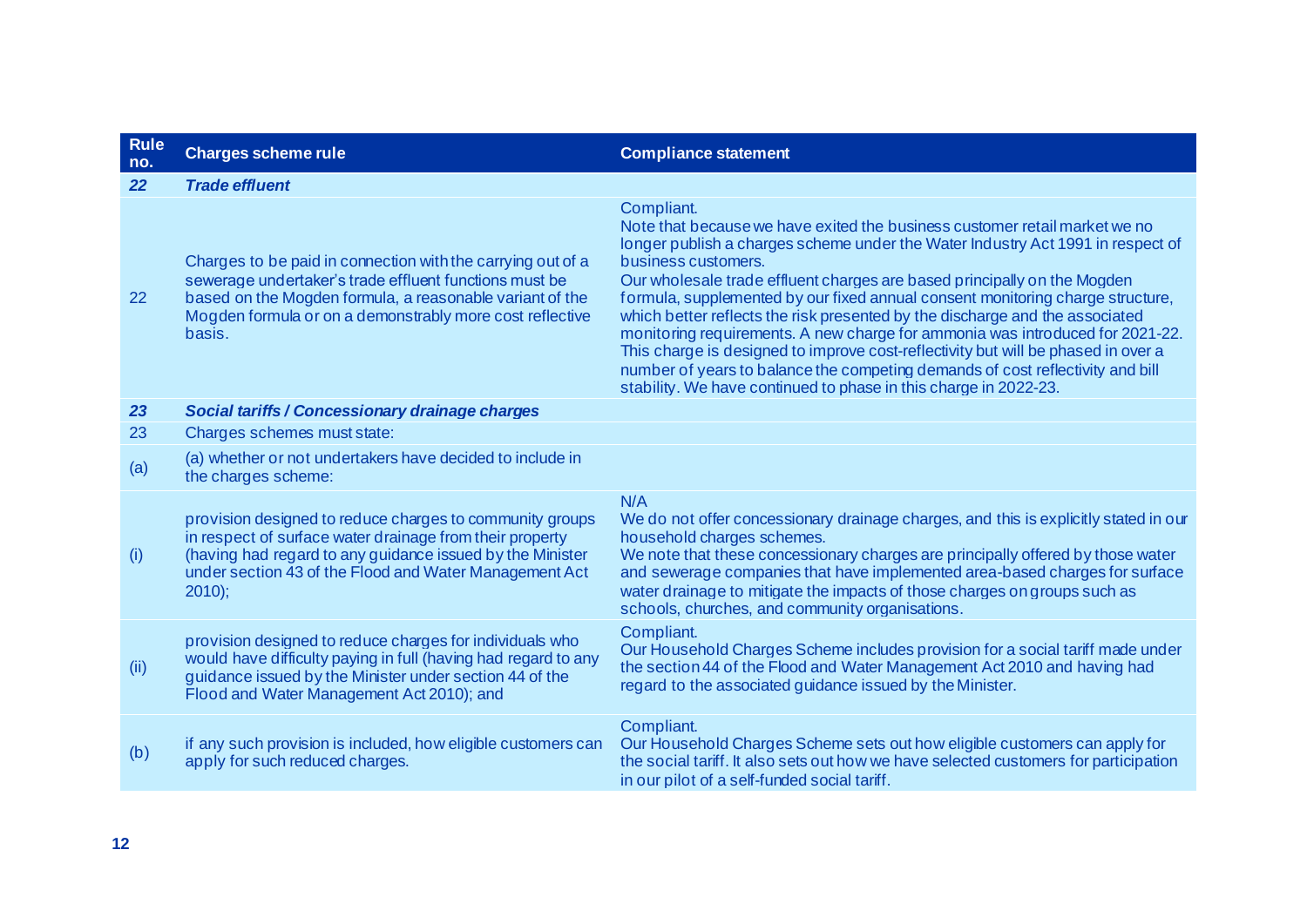| Rule no. | Charges scheme rule | Compliance statement |
|---|---|---|
| ***22*** | ***Trade effluent*** | |
| 22 | Charges to be paid in connection with the carrying out of a sewerage undertaker's trade effluent functions must be based on the Mogden formula, a reasonable variant of the Mogden formula or on a demonstrably more cost reflective basis. | Compliant.<br>Note that because we have exited the business customer retail market we no longer publish a charges scheme under the Water Industry Act 1991 in respect of business customers.<br>Our wholesale trade effluent charges are based principally on the Mogden formula, supplemented by our fixed annual consent monitoring charge structure, which better reflects the risk presented by the discharge and the associated monitoring requirements. A new charge for ammonia was introduced for 2021-22. This charge is designed to improve cost-reflectivity but will be phased in over a number of years to balance the competing demands of cost reflectivity and bill stability. We have continued to phase in this charge in 2022-23. |
| ***23*** | ***Social tariffs / Concessionary drainage charges*** | |
| 23 | Charges schemes must state: | |
| (a) | (a) whether or not undertakers have decided to include in the charges scheme: | |
| (i) | provision designed to reduce charges to community groups in respect of surface water drainage from their property (having had regard to any guidance issued by the Minister under section 43 of the Flood and Water Management Act 2010); | N/A<br>We do not offer concessionary drainage charges, and this is explicitly stated in our household charges schemes.<br>We note that these concessionary charges are principally offered by those water and sewerage companies that have implemented area-based charges for surface water drainage to mitigate the impacts of those charges on groups such as schools, churches, and community organisations. |
| (ii) | provision designed to reduce charges for individuals who would have difficulty paying in full (having had regard to any guidance issued by the Minister under section 44 of the Flood and Water Management Act 2010); and | Compliant.<br>Our Household Charges Scheme includes provision for a social tariff made under the section 44 of the Flood and Water Management Act 2010 and having had regard to the associated guidance issued by the Minister. |
| (b) | if any such provision is included, how eligible customers can apply for such reduced charges. | Compliant.<br>Our Household Charges Scheme sets out how eligible customers can apply for the social tariff. It also sets out how we have selected customers for participation in our pilot of a self-funded social tariff. |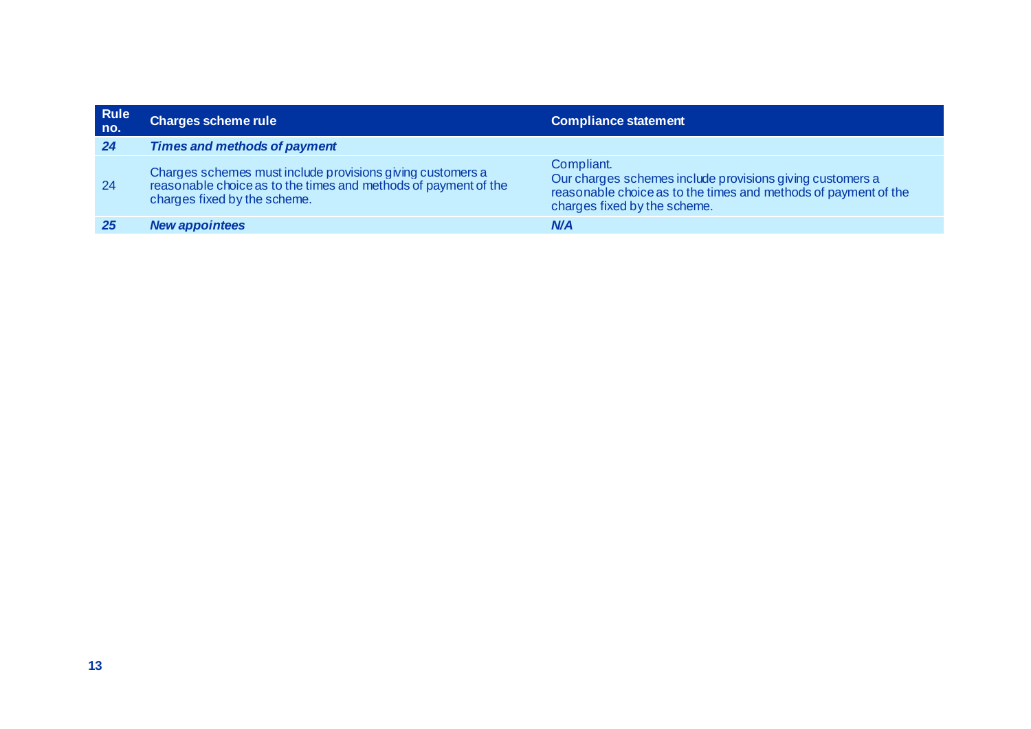| Rule no. | Charges scheme rule | Compliance statement |
|---|---|---|
| ***24*** | ***Times and methods of payment*** | |
| 24 | Charges schemes must include provisions giving customers a reasonable choice as to the times and methods of payment of the charges fixed by the scheme. | Compliant.<br>Our charges schemes include provisions giving customers a reasonable choice as to the times and methods of payment of the charges fixed by the scheme. |
| ***25*** | ***New appointees*** | ***N/A*** |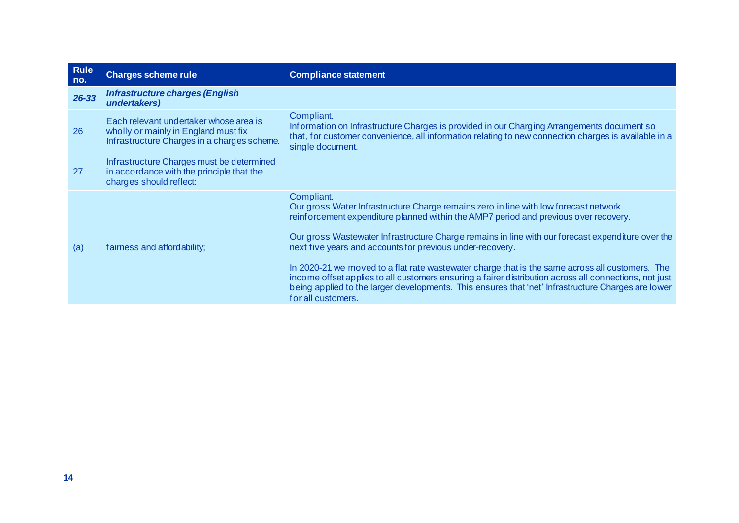| Rule no. | Charges scheme rule | Compliance statement |
|---|---|---|
| ***26-33*** | ***Infrastructure charges (English undertakers)*** | |
| 26 | Each relevant undertaker whose area is wholly or mainly in England must fix Infrastructure Charges in a charges scheme. | Compliant.<br>Information on Infrastructure Charges is provided in our Charging Arrangements document so that, for customer convenience, all information relating to new connection charges is available in a single document. |
| 27 | Infrastructure Charges must be determined in accordance with the principle that the charges should reflect: | |
| (a) | fairness and affordability; | Compliant.<br>Our gross Water Infrastructure Charge remains zero in line with low forecast network reinforcement expenditure planned within the AMP7 period and previous over recovery.<br><br>Our gross Wastewater Infrastructure Charge remains in line with our forecast expenditure over the next five years and accounts for previous under-recovery.<br><br>In 2020-21 we moved to a flat rate wastewater charge that is the same across all customers. The income offset applies to all customers ensuring a fairer distribution across all connections, not just being applied to the larger developments. This ensures that 'net' Infrastructure Charges are lower for all customers. |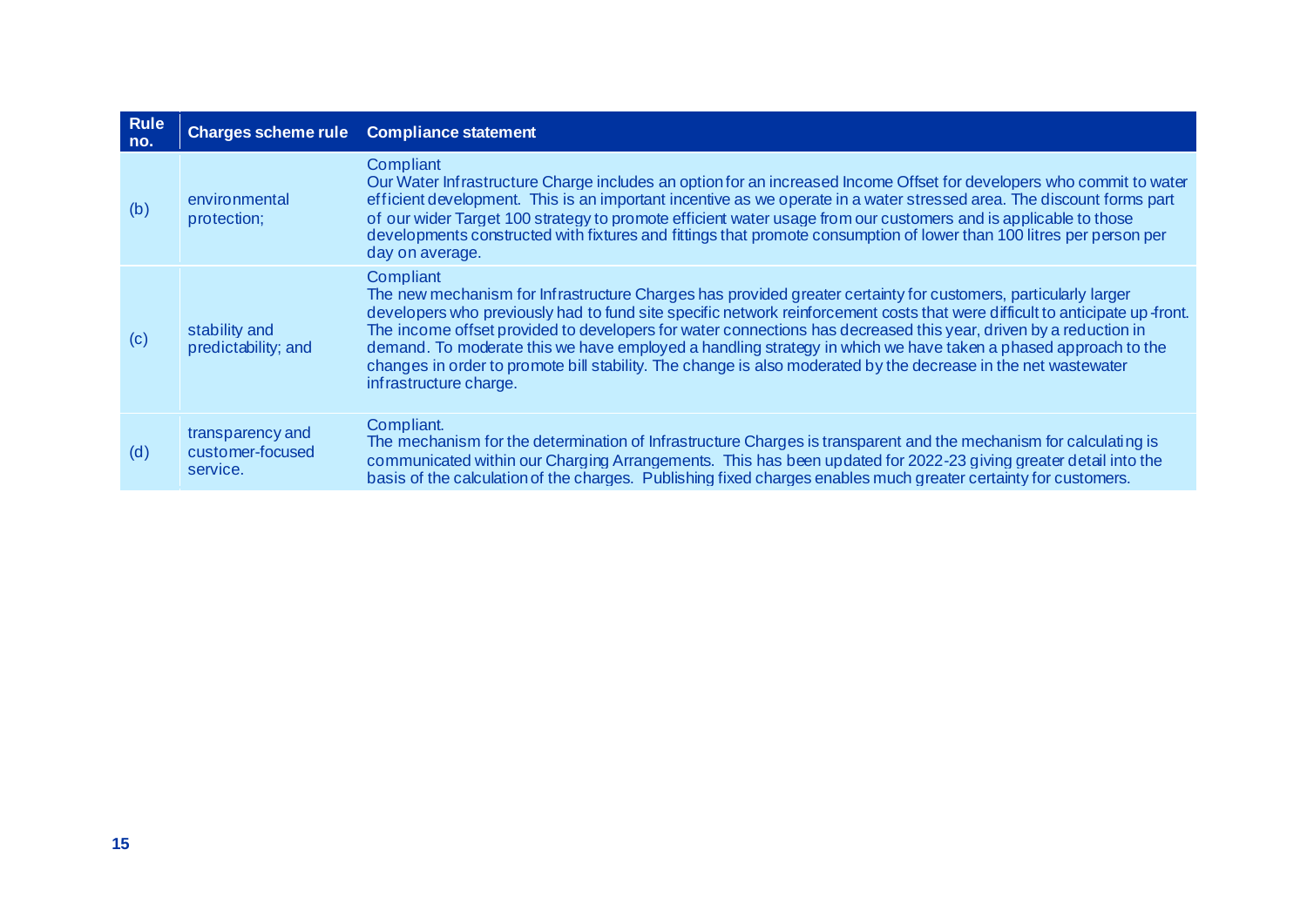| Rule no. | Charges scheme rule | Compliance statement |
| --- | --- | --- |
| (b) | environmental protection; | Compliant<br>Our Water Infrastructure Charge includes an option for an increased Income Offset for developers who commit to water efficient development. This is an important incentive as we operate in a water stressed area. The discount forms part of our wider Target 100 strategy to promote efficient water usage from our customers and is applicable to those developments constructed with fixtures and fittings that promote consumption of lower than 100 litres per person per day on average. |
| (c) | stability and predictability; and | Compliant<br>The new mechanism for Infrastructure Charges has provided greater certainty for customers, particularly larger developers who previously had to fund site specific network reinforcement costs that were difficult to anticipate up-front. The income offset provided to developers for water connections has decreased this year, driven by a reduction in demand. To moderate this we have employed a handling strategy in which we have taken a phased approach to the changes in order to promote bill stability. The change is also moderated by the decrease in the net wastewater infrastructure charge. |
| (d) | transparency and customer-focused service. | Compliant.<br>The mechanism for the determination of Infrastructure Charges is transparent and the mechanism for calculating is communicated within our Charging Arrangements. This has been updated for 2022-23 giving greater detail into the basis of the calculation of the charges. Publishing fixed charges enables much greater certainty for customers. |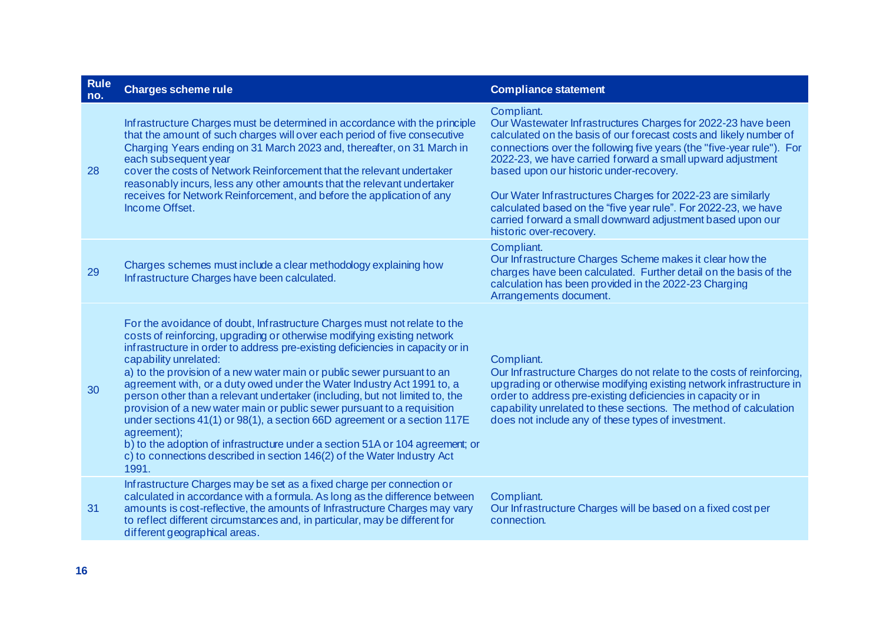| Rule no. | Charges scheme rule | Compliance statement |
|---|---|---|
| 28 | Infrastructure Charges must be determined in accordance with the principle that the amount of such charges will over each period of five consecutive Charging Years ending on 31 March 2023 and, thereafter, on 31 March in each subsequent year cover the costs of Network Reinforcement that the relevant undertaker reasonably incurs, less any other amounts that the relevant undertaker receives for Network Reinforcement, and before the application of any Income Offset. | Compliant.<br>Our Wastewater Infrastructures Charges for 2022-23 have been calculated on the basis of our forecast costs and likely number of connections over the following five years (the "five-year rule"). For 2022-23, we have carried forward a small upward adjustment based upon our historic under-recovery.<br><br>Our Water Infrastructures Charges for 2022-23 are similarly calculated based on the "five year rule". For 2022-23, we have carried forward a small downward adjustment based upon our historic over-recovery. |
| 29 | Charges schemes must include a clear methodology explaining how Infrastructure Charges have been calculated. | Compliant.<br>Our Infrastructure Charges Scheme makes it clear how the charges have been calculated. Further detail on the basis of the calculation has been provided in the 2022-23 Charging Arrangements document. |
| 30 | For the avoidance of doubt, Infrastructure Charges must not relate to the costs of reinforcing, upgrading or otherwise modifying existing network infrastructure in order to address pre-existing deficiencies in capacity or in capability unrelated:<br>a) to the provision of a new water main or public sewer pursuant to an agreement with, or a duty owed under the Water Industry Act 1991 to, a person other than a relevant undertaker (including, but not limited to, the provision of a new water main or public sewer pursuant to a requisition under sections 41(1) or 98(1), a section 66D agreement or a section 117E agreement);<br>b) to the adoption of infrastructure under a section 51A or 104 agreement; or<br>c) to connections described in section 146(2) of the Water Industry Act 1991. | Compliant.<br>Our Infrastructure Charges do not relate to the costs of reinforcing, upgrading or otherwise modifying existing network infrastructure in order to address pre-existing deficiencies in capacity or in capability unrelated to these sections. The method of calculation does not include any of these types of investment. |
| 31 | Infrastructure Charges may be set as a fixed charge per connection or calculated in accordance with a formula. As long as the difference between amounts is cost-reflective, the amounts of Infrastructure Charges may vary to reflect different circumstances and, in particular, may be different for different geographical areas. | Compliant.<br>Our Infrastructure Charges will be based on a fixed cost per connection. |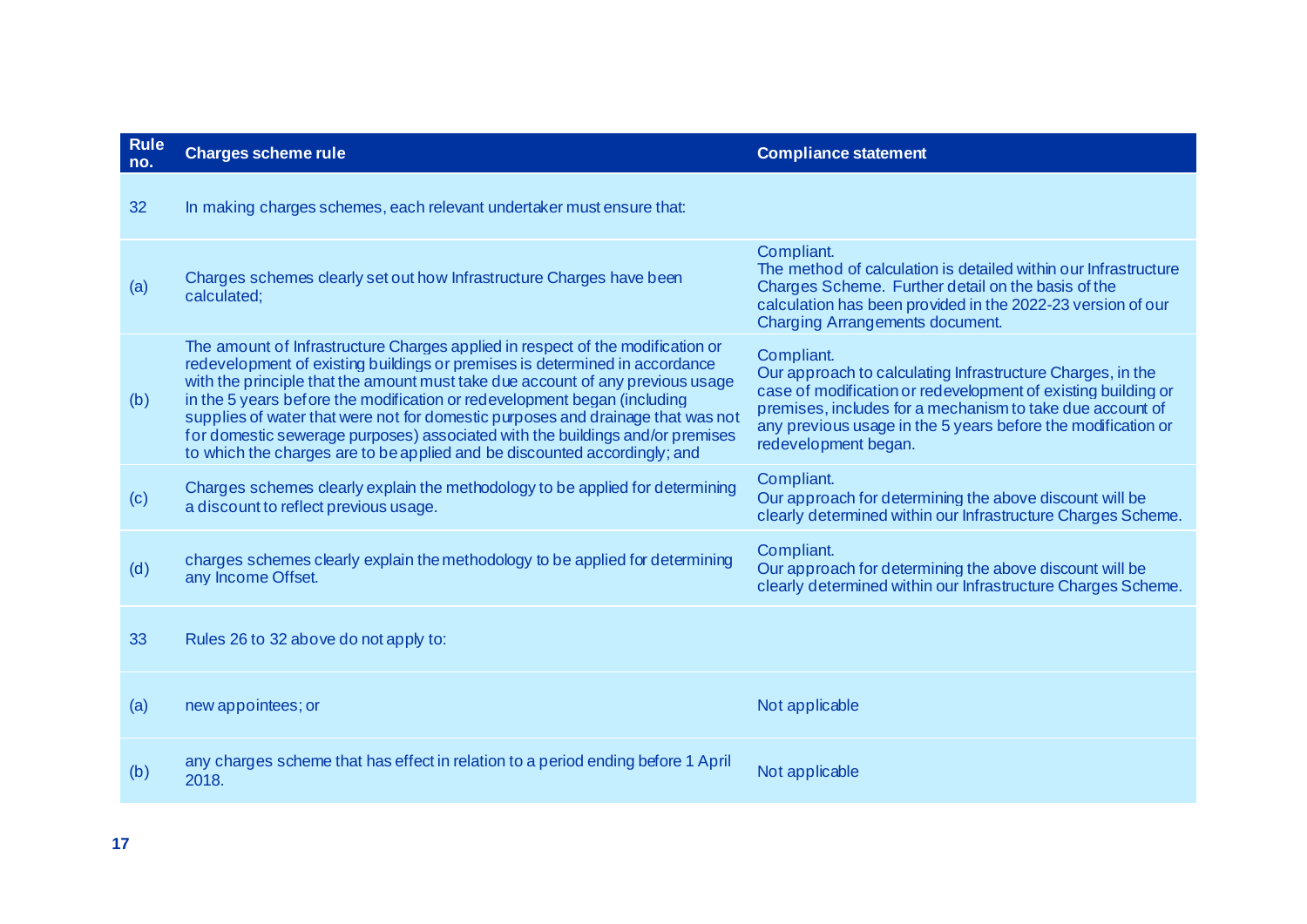| Rule no. | Charges scheme rule | Compliance statement |
|---|---|---|
| 32 | In making charges schemes, each relevant undertaker must ensure that: | |
| (a) | Charges schemes clearly set out how Infrastructure Charges have been calculated; | Compliant. The method of calculation is detailed within our Infrastructure Charges Scheme. Further detail on the basis of the calculation has been provided in the 2022-23 version of our Charging Arrangements document. |
| (b) | The amount of Infrastructure Charges applied in respect of the modification or redevelopment of existing buildings or premises is determined in accordance with the principle that the amount must take due account of any previous usage in the 5 years before the modification or redevelopment began (including supplies of water that were not for domestic purposes and drainage that was not for domestic sewerage purposes) associated with the buildings and/or premises to which the charges are to be applied and be discounted accordingly; and | Compliant. Our approach to calculating Infrastructure Charges, in the case of modification or redevelopment of existing building or premises, includes for a mechanism to take due account of any previous usage in the 5 years before the modification or redevelopment began. |
| (c) | Charges schemes clearly explain the methodology to be applied for determining a discount to reflect previous usage. | Compliant. Our approach for determining the above discount will be clearly determined within our Infrastructure Charges Scheme. |
| (d) | charges schemes clearly explain the methodology to be applied for determining any Income Offset. | Compliant. Our approach for determining the above discount will be clearly determined within our Infrastructure Charges Scheme. |
| 33 | Rules 26 to 32 above do not apply to: | |
| (a) | new appointees; or | Not applicable |
| (b) | any charges scheme that has effect in relation to a period ending before 1 April 2018. | Not applicable |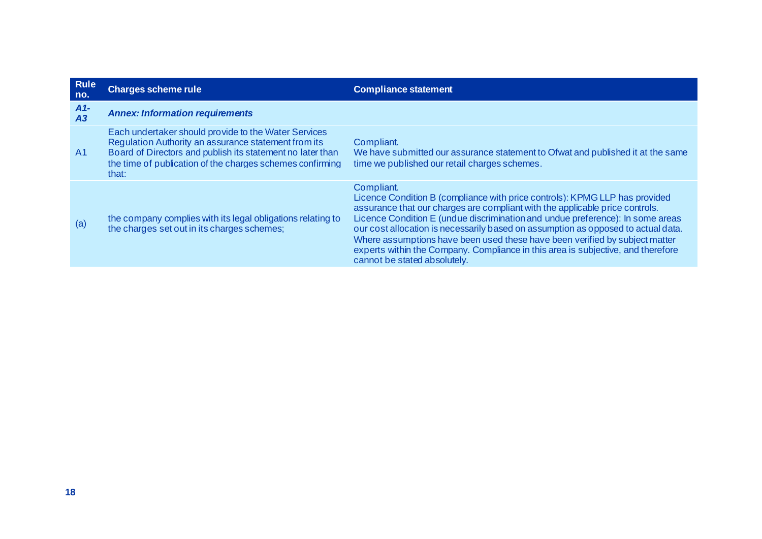| Rule no. | Charges scheme rule | Compliance statement |
|---|---|---|
| ***A1-A3*** | ***Annex: Information requirements*** | |
| A1 | Each undertaker should provide to the Water Services Regulation Authority an assurance statement from its Board of Directors and publish its statement no later than the time of publication of the charges schemes confirming that: | Compliant.<br>We have submitted our assurance statement to Ofwat and published it at the same time we published our retail charges schemes. |
| (a) | the company complies with its legal obligations relating to the charges set out in its charges schemes; | Compliant.<br>Licence Condition B (compliance with price controls): KPMG LLP has provided assurance that our charges are compliant with the applicable price controls.<br>Licence Condition E (undue discrimination and undue preference): In some areas our cost allocation is necessarily based on assumption as opposed to actual data. Where assumptions have been used these have been verified by subject matter experts within the Company. Compliance in this area is subjective, and therefore cannot be stated absolutely. |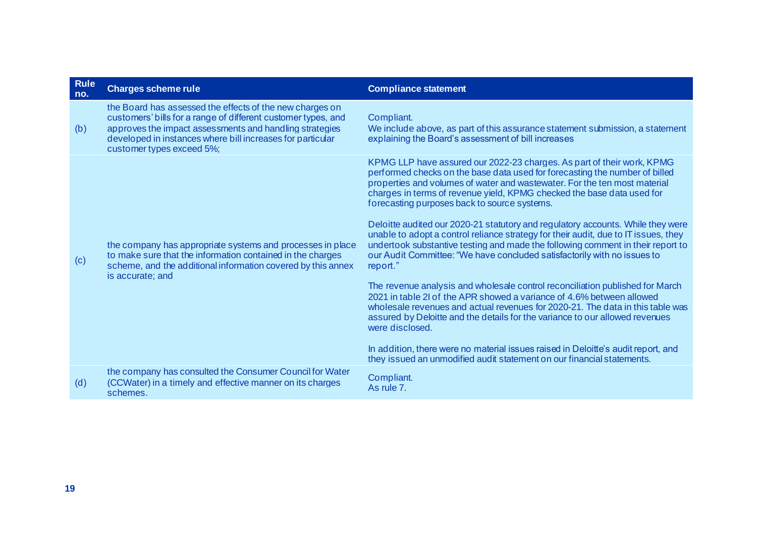| Rule no. | Charges scheme rule | Compliance statement |
|---|---|---|
| (b) | the Board has assessed the effects of the new charges on customers' bills for a range of different customer types, and approves the impact assessments and handling strategies developed in instances where bill increases for particular customer types exceed 5%; | Compliant.<br>We include above, as part of this assurance statement submission, a statement explaining the Board's assessment of bill increases |
| (c) | the company has appropriate systems and processes in place to make sure that the information contained in the charges scheme, and the additional information covered by this annex is accurate; and | KPMG LLP have assured our 2022-23 charges. As part of their work, KPMG performed checks on the base data used for forecasting the number of billed properties and volumes of water and wastewater. For the ten most material charges in terms of revenue yield, KPMG checked the base data used for forecasting purposes back to source systems.<br><br>Deloitte audited our 2020-21 statutory and regulatory accounts. While they were unable to adopt a control reliance strategy for their audit, due to IT issues, they undertook substantive testing and made the following comment in their report to our Audit Committee: "We have concluded satisfactorily with no issues to report."<br><br>The revenue analysis and wholesale control reconciliation published for March 2021 in table 2I of the APR showed a variance of 4.6% between allowed wholesale revenues and actual revenues for 2020-21. The data in this table was assured by Deloitte and the details for the variance to our allowed revenues were disclosed.<br><br>In addition, there were no material issues raised in Deloitte's audit report, and they issued an unmodified audit statement on our financial statements. |
| (d) | the company has consulted the Consumer Council for Water (CCWater) in a timely and effective manner on its charges schemes. | Compliant.<br>As rule 7. |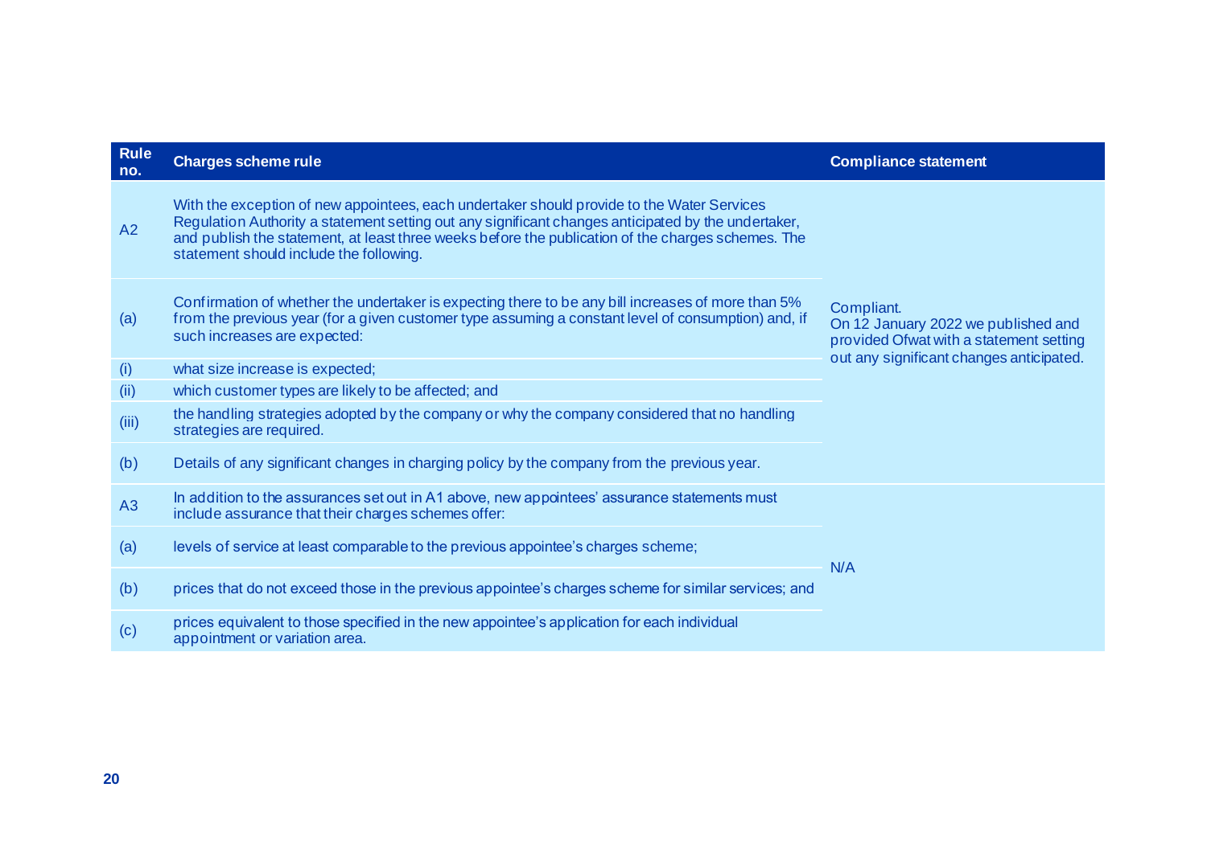| Rule no. | Charges scheme rule | Compliance statement |
|---|---|---|
| A2 | With the exception of new appointees, each undertaker should provide to the Water Services Regulation Authority a statement setting out any significant changes anticipated by the undertaker, and publish the statement, at least three weeks before the publication of the charges schemes. The statement should include the following. | Compliant. On 12 January 2022 we published and provided Ofwat with a statement setting out any significant changes anticipated. |
| (a) | Confirmation of whether the undertaker is expecting there to be any bill increases of more than 5% from the previous year (for a given customer type assuming a constant level of consumption) and, if such increases are expected: | |
| (i) | what size increase is expected; | |
| (ii) | which customer types are likely to be affected; and | |
| (iii) | the handling strategies adopted by the company or why the company considered that no handling strategies are required. | |
| (b) | Details of any significant changes in charging policy by the company from the previous year. | |
| A3 | In addition to the assurances set out in A1 above, new appointees' assurance statements must include assurance that their charges schemes offer: | N/A |
| (a) | levels of service at least comparable to the previous appointee's charges scheme; | |
| (b) | prices that do not exceed those in the previous appointee's charges scheme for similar services; and | |
| (c) | prices equivalent to those specified in the new appointee's application for each individual appointment or variation area. | |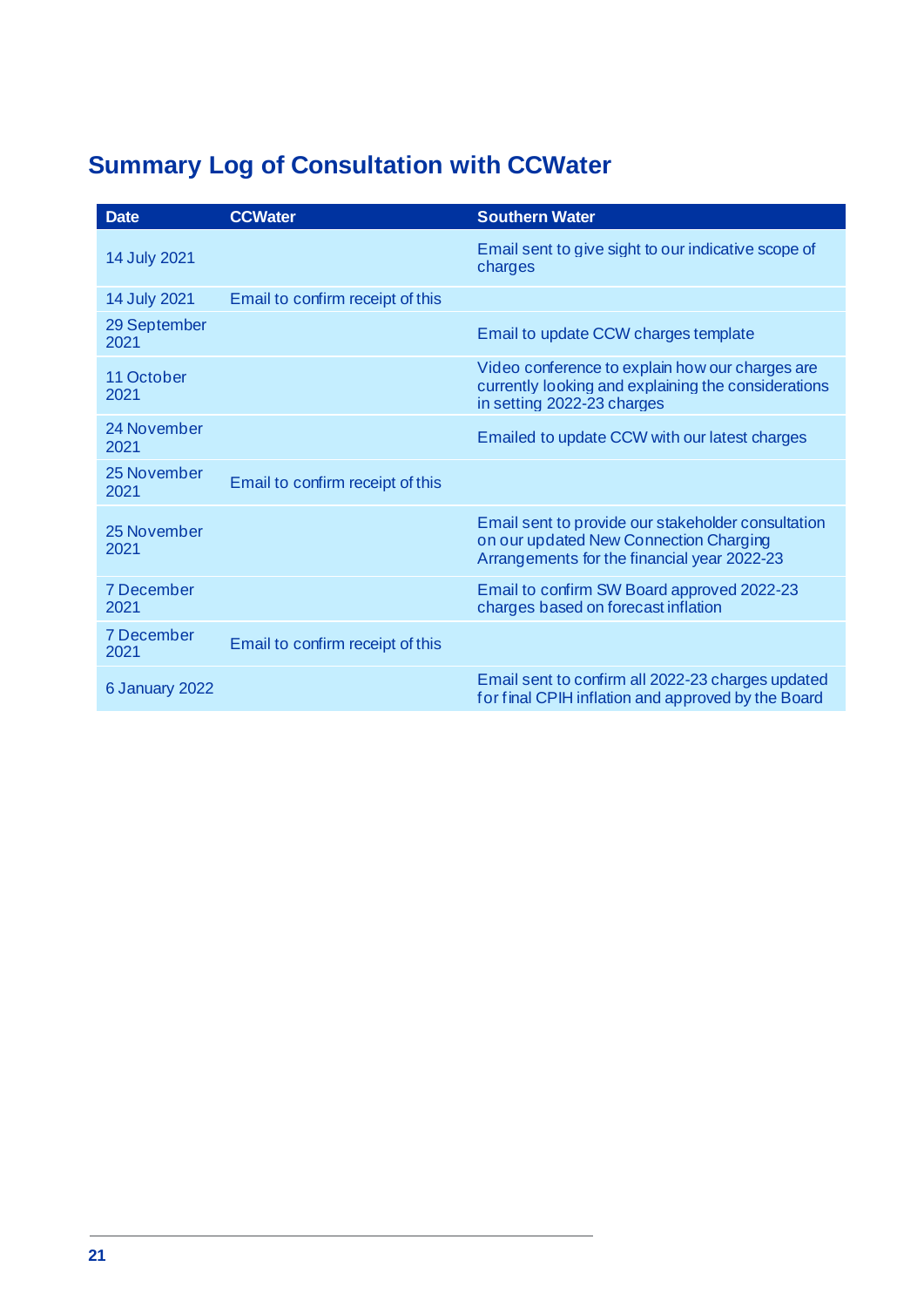## Summary Log of Consultation with CCWater

| Date | CCWater | Southern Water |
|---|---|---|
| 14 July 2021 | | Email sent to give sight to our indicative scope of charges |
| 14 July 2021 | Email to confirm receipt of this | |
| 29 September 2021 | | Email to update CCW charges template |
| 11 October 2021 | | Video conference to explain how our charges are currently looking and explaining the considerations in setting 2022-23 charges |
| 24 November 2021 | | Emailed to update CCW with our latest charges |
| 25 November 2021 | Email to confirm receipt of this | |
| 25 November 2021 | | Email sent to provide our stakeholder consultation on our updated New Connection Charging Arrangements for the financial year 2022-23 |
| 7 December 2021 | | Email to confirm SW Board approved 2022-23 charges based on forecast inflation |
| 7 December 2021 | Email to confirm receipt of this | |
| 6 January 2022 | | Email sent to confirm all 2022-23 charges updated for final CPIH inflation and approved by the Board |